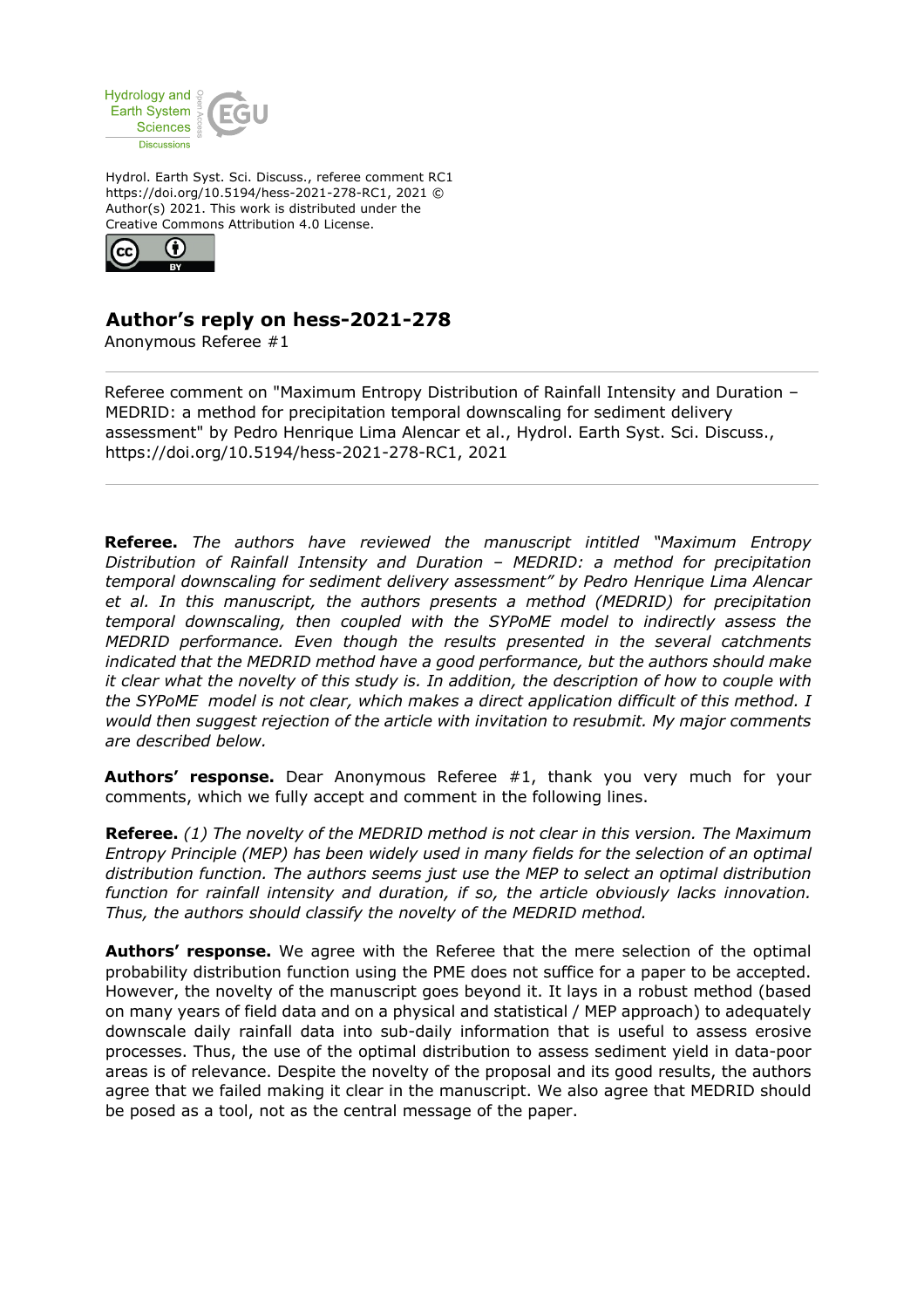Hydrol. Earth Syst. Sci. Discuss., referee comment RC1
https://doi.org/10.5194/hess-2021-278-RC1, 2021 ©
Author(s) 2021. This work is distributed under the
Creative Commons Attribution 4.0 License.

# Author's reply on hess-2021-278

Anonymous Referee #1

---

Referee comment on "Maximum Entropy Distribution of Rainfall Intensity and Duration – MEDRID: a method for precipitation temporal downscaling for sediment delivery assessment" by Pedro Henrique Lima Alencar et al., Hydrol. Earth Syst. Sci. Discuss., https://doi.org/10.5194/hess-2021-278-RC1, 2021

---

**Referee.** *The authors have reviewed the manuscript intitled "Maximum Entropy Distribution of Rainfall Intensity and Duration – MEDRID: a method for precipitation temporal downscaling for sediment delivery assessment" by Pedro Henrique Lima Alencar et al. In this manuscript, the authors presents a method (MEDRID) for precipitation temporal downscaling, then coupled with the SYPoME model to indirectly assess the MEDRID performance. Even though the results presented in the several catchments indicated that the MEDRID method have a good performance, but the authors should make it clear what the novelty of this study is. In addition, the description of how to couple with the SYPoME model is not clear, which makes a direct application difficult of this method. I would then suggest rejection of the article with invitation to resubmit. My major comments are described below.*

**Authors' response.** Dear Anonymous Referee #1, thank you very much for your comments, which we fully accept and comment in the following lines.

**Referee.** *(1) The novelty of the MEDRID method is not clear in this version. The Maximum Entropy Principle (MEP) has been widely used in many fields for the selection of an optimal distribution function. The authors seems just use the MEP to select an optimal distribution function for rainfall intensity and duration, if so, the article obviously lacks innovation. Thus, the authors should classify the novelty of the MEDRID method.*

**Authors' response.** We agree with the Referee that the mere selection of the optimal probability distribution function using the PME does not suffice for a paper to be accepted. However, the novelty of the manuscript goes beyond it. It lays in a robust method (based on many years of field data and on a physical and statistical / MEP approach) to adequately downscale daily rainfall data into sub-daily information that is useful to assess erosive processes. Thus, the use of the optimal distribution to assess sediment yield in data-poor areas is of relevance. Despite the novelty of the proposal and its good results, the authors agree that we failed making it clear in the manuscript. We also agree that MEDRID should be posed as a tool, not as the central message of the paper.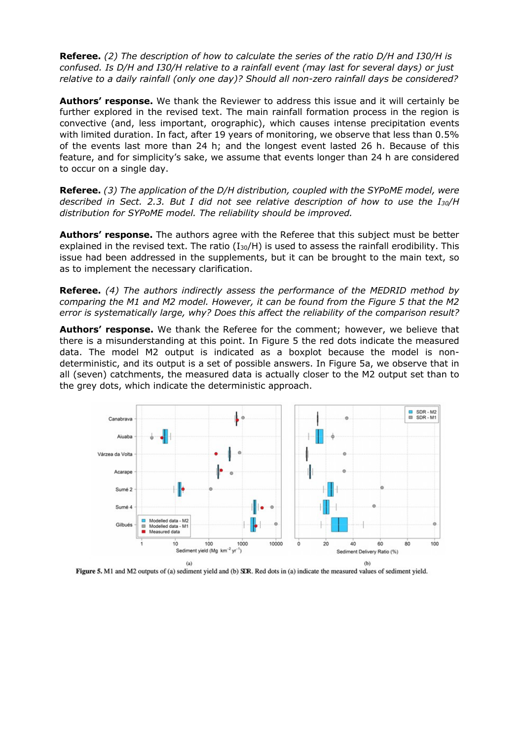**Referee.** *(2) The description of how to calculate the series of the ratio D/H and I30/H is confused. Is D/H and I30/H relative to a rainfall event (may last for several days) or just relative to a daily rainfall (only one day)? Should all non-zero rainfall days be considered?*

**Authors' response.** We thank the Reviewer to address this issue and it will certainly be further explored in the revised text. The main rainfall formation process in the region is convective (and, less important, orographic), which causes intense precipitation events with limited duration. In fact, after 19 years of monitoring, we observe that less than 0.5% of the events last more than 24 h; and the longest event lasted 26 h. Because of this feature, and for simplicity's sake, we assume that events longer than 24 h are considered to occur on a single day.

**Referee.** *(3) The application of the D/H distribution, coupled with the SYPoME model, were described in Sect. 2.3. But I did not see relative description of how to use the $I_{30}$/H distribution for SYPoME model. The reliability should be improved.*

**Authors' response.** The authors agree with the Referee that this subject must be better explained in the revised text. The ratio ($I_{30}$/H) is used to assess the rainfall erodibility. This issue had been addressed in the supplements, but it can be brought to the main text, so as to implement the necessary clarification.

**Referee.** *(4) The authors indirectly assess the performance of the MEDRID method by comparing the M1 and M2 model. However, it can be found from the Figure 5 that the M2 error is systematically large, why? Does this affect the reliability of the comparison result?*

**Authors' response.** We thank the Referee for the comment; however, we believe that there is a misunderstanding at this point. In Figure 5 the red dots indicate the measured data. The model M2 output is indicated as a boxplot because the model is non-deterministic, and its output is a set of possible answers. In Figure 5a, we observe that in all (seven) catchments, the measured data is actually closer to the M2 output set than to the grey dots, which indicate the deterministic approach.

Canabrava
Aiuaba
Várzea da Volta
Acarape
Sumé 2
Sumé 4
Gilbués

Modelled data - M2
Modelled data - M1
Measured data

1 10 100 1000 10000
Sediment yield (Mg km$^{-2}$ yr$^{-1}$)

(a)

SDR - M2
SDR - M1

0 20 40 60 80 100
Sediment Delivery Ratio (%)

(b)

**Figure 5.** M1 and M2 outputs of (a) sediment yield and (b) SDR. Red dots in (a) indicate the measured values of sediment yield.